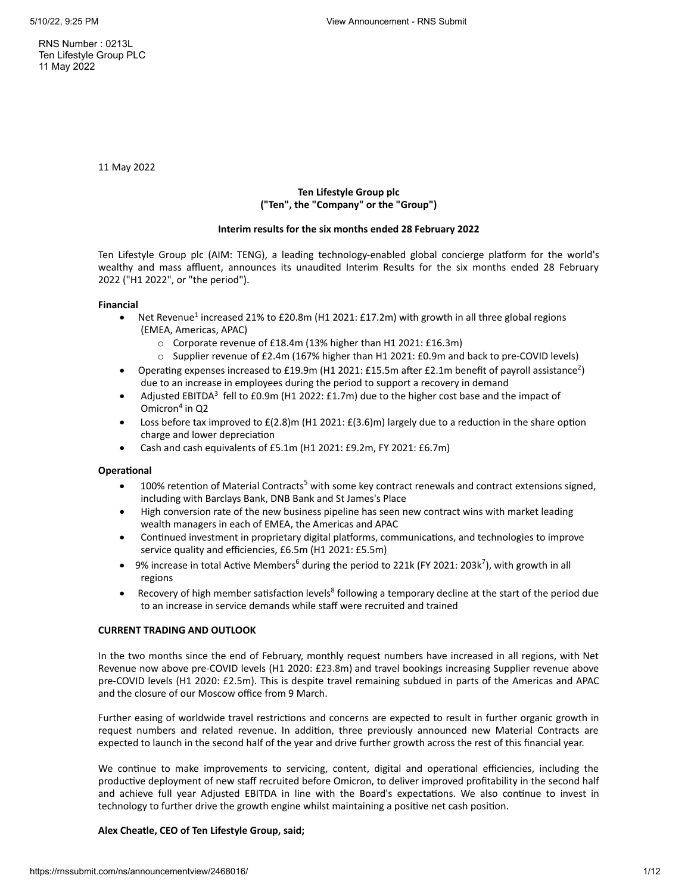RNS Number : 0213L
Ten Lifestyle Group PLC
11 May 2022

11 May 2022

**Ten Lifestyle Group plc**
**("Ten", the "Company" or the "Group")**

**Interim results for the six months ended 28 February 2022**

Ten Lifestyle Group plc (AIM: TENG), a leading technology-enabled global concierge platform for the world's wealthy and mass affluent, announces its unaudited Interim Results for the six months ended 28 February 2022 ("H1 2022", or "the period").

**Financial**

- Net Revenue[1] increased 21% to £20.8m (H1 2021: £17.2m) with growth in all three global regions (EMEA, Americas, APAC)
  - Corporate revenue of £18.4m (13% higher than H1 2021: £16.3m)
  - Supplier revenue of £2.4m (167% higher than H1 2021: £0.9m and back to pre-COVID levels)
- Operating expenses increased to £19.9m (H1 2021: £15.5m after £2.1m benefit of payroll assistance[2]) due to an increase in employees during the period to support a recovery in demand
- Adjusted EBITDA[3] fell to £0.9m (H1 2022: £1.7m) due to the higher cost base and the impact of Omicron[4] in Q2
- Loss before tax improved to £(2.8)m (H1 2021: £(3.6)m) largely due to a reduction in the share option charge and lower depreciation
- Cash and cash equivalents of £5.1m (H1 2021: £9.2m, FY 2021: £6.7m)

**Operational**

- 100% retention of Material Contracts[5] with some key contract renewals and contract extensions signed, including with Barclays Bank, DNB Bank and St James's Place
- High conversion rate of the new business pipeline has seen new contract wins with market leading wealth managers in each of EMEA, the Americas and APAC
- Continued investment in proprietary digital platforms, communications, and technologies to improve service quality and efficiencies, £6.5m (H1 2021: £5.5m)
- 9% increase in total Active Members[6] during the period to 221k (FY 2021: 203k[7]), with growth in all regions
- Recovery of high member satisfaction levels[8] following a temporary decline at the start of the period due to an increase in service demands while staff were recruited and trained

**CURRENT TRADING AND OUTLOOK**

In the two months since the end of February, monthly request numbers have increased in all regions, with Net Revenue now above pre-COVID levels (H1 2020: £23.8m) and travel bookings increasing Supplier revenue above pre-COVID levels (H1 2020: £2.5m). This is despite travel remaining subdued in parts of the Americas and APAC and the closure of our Moscow office from 9 March.

Further easing of worldwide travel restrictions and concerns are expected to result in further organic growth in request numbers and related revenue. In addition, three previously announced new Material Contracts are expected to launch in the second half of the year and drive further growth across the rest of this financial year.

We continue to make improvements to servicing, content, digital and operational efficiencies, including the productive deployment of new staff recruited before Omicron, to deliver improved profitability in the second half and achieve full year Adjusted EBITDA in line with the Board's expectations. We also continue to invest in technology to further drive the growth engine whilst maintaining a positive net cash position.

**Alex Cheatle, CEO of Ten Lifestyle Group, said;**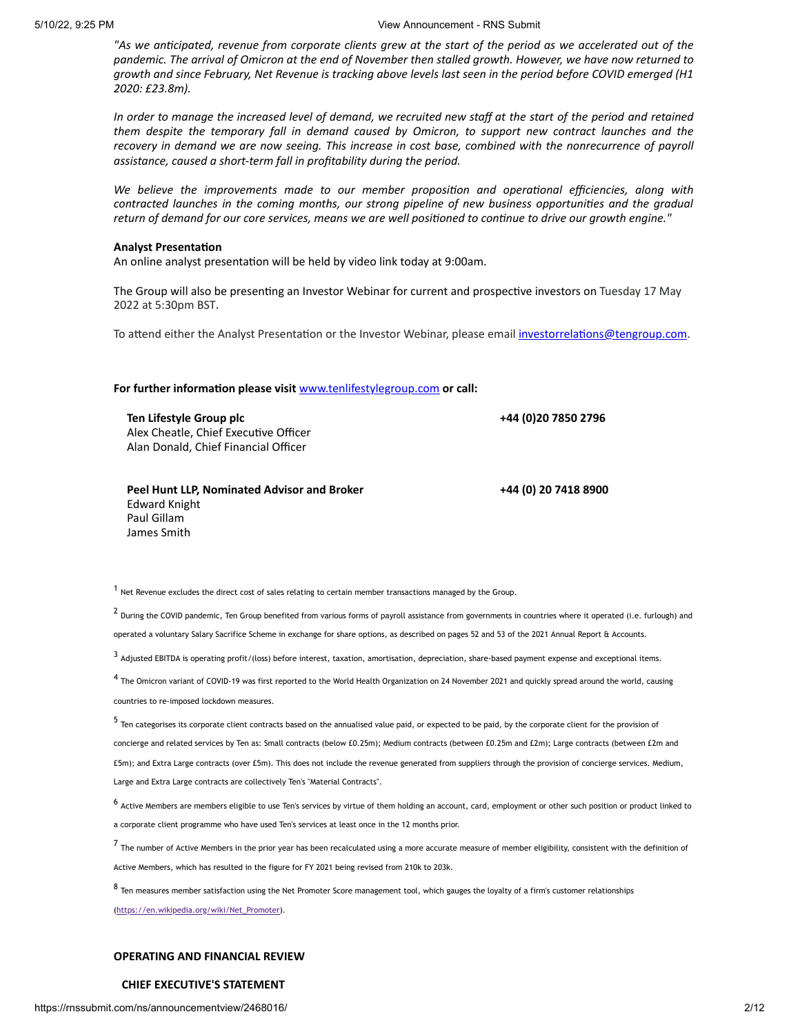*"As we anticipated, revenue from corporate clients grew at the start of the period as we accelerated out of the pandemic. The arrival of Omicron at the end of November then stalled growth. However, we have now returned to growth and since February, Net Revenue is tracking above levels last seen in the period before COVID emerged (H1 2020: £23.8m).*

*In order to manage the increased level of demand, we recruited new staff at the start of the period and retained them despite the temporary fall in demand caused by Omicron, to support new contract launches and the recovery in demand we are now seeing. This increase in cost base, combined with the nonrecurrence of payroll assistance, caused a short-term fall in profitability during the period.*

*We believe the improvements made to our member proposition and operational efficiencies, along with contracted launches in the coming months, our strong pipeline of new business opportunities and the gradual return of demand for our core services, means we are well positioned to continue to drive our growth engine."*

**Analyst Presentation**

An online analyst presentation will be held by video link today at 9:00am.

The Group will also be presenting an Investor Webinar for current and prospective investors on Tuesday 17 May 2022 at 5:30pm BST.

To attend either the Analyst Presentation or the Investor Webinar, please email investorrelations@tengroup.com.

**For further information please visit www.tenlifestylegroup.com or call:**

| | |
|---|---|
| **Ten Lifestyle Group plc**<br>Alex Cheatle, Chief Executive Officer<br>Alan Donald, Chief Financial Officer | **+44 (0)20 7850 2796** |
| **Peel Hunt LLP, Nominated Advisor and Broker**<br>Edward Knight<br>Paul Gillam<br>James Smith | **+44 (0) 20 7418 8900** |

[1] Net Revenue excludes the direct cost of sales relating to certain member transactions managed by the Group.

[2] During the COVID pandemic, Ten Group benefited from various forms of payroll assistance from governments in countries where it operated (i.e. furlough) and operated a voluntary Salary Sacrifice Scheme in exchange for share options, as described on pages 52 and 53 of the 2021 Annual Report & Accounts.

[3] Adjusted EBITDA is operating profit/(loss) before interest, taxation, amortisation, depreciation, share-based payment expense and exceptional items.

[4] The Omicron variant of COVID-19 was first reported to the World Health Organization on 24 November 2021 and quickly spread around the world, causing countries to re-imposed lockdown measures.

[5] Ten categorises its corporate client contracts based on the annualised value paid, or expected to be paid, by the corporate client for the provision of concierge and related services by Ten as: Small contracts (below £0.25m); Medium contracts (between £0.25m and £2m); Large contracts (between £2m and £5m); and Extra Large contracts (over £5m). This does not include the revenue generated from suppliers through the provision of concierge services. Medium, Large and Extra Large contracts are collectively Ten's "Material Contracts".

[6] Active Members are members eligible to use Ten's services by virtue of them holding an account, card, employment or other such position or product linked to a corporate client programme who have used Ten's services at least once in the 12 months prior.

[7] The number of Active Members in the prior year has been recalculated using a more accurate measure of member eligibility, consistent with the definition of Active Members, which has resulted in the figure for FY 2021 being revised from 210k to 203k.

[8] Ten measures member satisfaction using the Net Promoter Score management tool, which gauges the loyalty of a firm's customer relationships (https://en.wikipedia.org/wiki/Net_Promoter).

## OPERATING AND FINANCIAL REVIEW

### CHIEF EXECUTIVE'S STATEMENT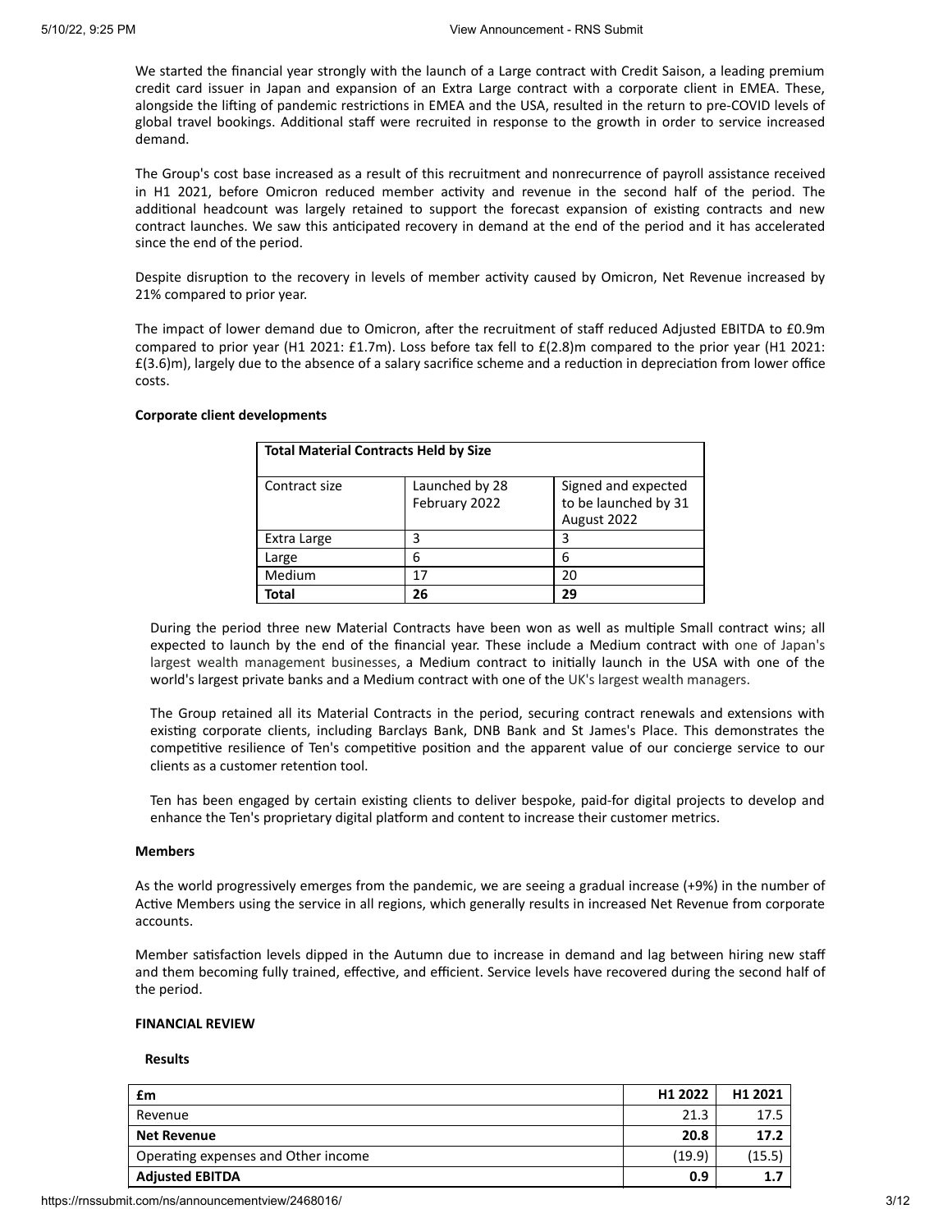We started the financial year strongly with the launch of a Large contract with Credit Saison, a leading premium credit card issuer in Japan and expansion of an Extra Large contract with a corporate client in EMEA. These, alongside the lifting of pandemic restrictions in EMEA and the USA, resulted in the return to pre-COVID levels of global travel bookings. Additional staff were recruited in response to the growth in order to service increased demand.

The Group's cost base increased as a result of this recruitment and nonrecurrence of payroll assistance received in H1 2021, before Omicron reduced member activity and revenue in the second half of the period. The additional headcount was largely retained to support the forecast expansion of existing contracts and new contract launches. We saw this anticipated recovery in demand at the end of the period and it has accelerated since the end of the period.

Despite disruption to the recovery in levels of member activity caused by Omicron, Net Revenue increased by 21% compared to prior year.

The impact of lower demand due to Omicron, after the recruitment of staff reduced Adjusted EBITDA to £0.9m compared to prior year (H1 2021: £1.7m). Loss before tax fell to £(2.8)m compared to the prior year (H1 2021: £(3.6)m), largely due to the absence of a salary sacrifice scheme and a reduction in depreciation from lower office costs.

**Corporate client developments**

| **Total Material Contracts Held by Size** | | |
|---|---|---|
| Contract size | Launched by 28 February 2022 | Signed and expected to be launched by 31 August 2022 |
| Extra Large | 3 | 3 |
| Large | 6 | 6 |
| Medium | 17 | 20 |
| **Total** | **26** | **29** |

During the period three new Material Contracts have been won as well as multiple Small contract wins; all expected to launch by the end of the financial year. These include a Medium contract with one of Japan's largest wealth management businesses, a Medium contract to initially launch in the USA with one of the world's largest private banks and a Medium contract with one of the UK's largest wealth managers.

The Group retained all its Material Contracts in the period, securing contract renewals and extensions with existing corporate clients, including Barclays Bank, DNB Bank and St James's Place. This demonstrates the competitive resilience of Ten's competitive position and the apparent value of our concierge service to our clients as a customer retention tool.

Ten has been engaged by certain existing clients to deliver bespoke, paid-for digital projects to develop and enhance the Ten's proprietary digital platform and content to increase their customer metrics.

**Members**

As the world progressively emerges from the pandemic, we are seeing a gradual increase (+9%) in the number of Active Members using the service in all regions, which generally results in increased Net Revenue from corporate accounts.

Member satisfaction levels dipped in the Autumn due to increase in demand and lag between hiring new staff and them becoming fully trained, effective, and efficient. Service levels have recovered during the second half of the period.

## FINANCIAL REVIEW

**Results**

| **£m** | **H1 2022** | **H1 2021** |
|---|---|---|
| Revenue | 21.3 | 17.5 |
| **Net Revenue** | **20.8** | **17.2** |
| Operating expenses and Other income | (19.9) | (15.5) |
| **Adjusted EBITDA** | **0.9** | **1.7** |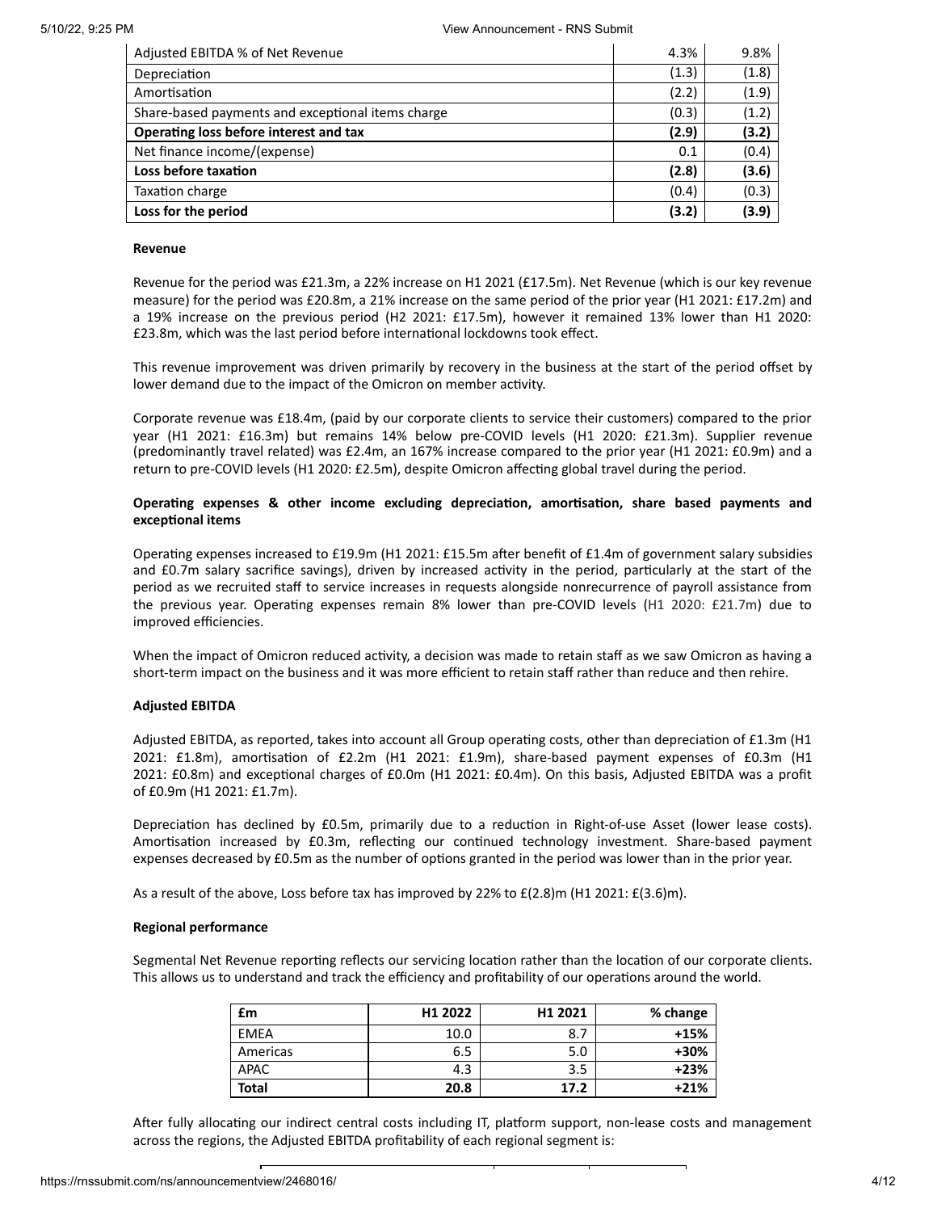| | | |
|---|---|---|
| Adjusted EBITDA % of Net Revenue | 4.3% | 9.8% |
| Depreciation | (1.3) | (1.8) |
| Amortisation | (2.2) | (1.9) |
| Share-based payments and exceptional items charge | (0.3) | (1.2) |
| **Operating loss before interest and tax** | **(2.9)** | **(3.2)** |
| Net finance income/(expense) | 0.1 | (0.4) |
| **Loss before taxation** | **(2.8)** | **(3.6)** |
| Taxation charge | (0.4) | (0.3) |
| **Loss for the period** | **(3.2)** | **(3.9)** |

**Revenue**

Revenue for the period was £21.3m, a 22% increase on H1 2021 (£17.5m). Net Revenue (which is our key revenue measure) for the period was £20.8m, a 21% increase on the same period of the prior year (H1 2021: £17.2m) and a 19% increase on the previous period (H2 2021: £17.5m), however it remained 13% lower than H1 2020: £23.8m, which was the last period before international lockdowns took effect.

This revenue improvement was driven primarily by recovery in the business at the start of the period offset by lower demand due to the impact of the Omicron on member activity.

Corporate revenue was £18.4m, (paid by our corporate clients to service their customers) compared to the prior year (H1 2021: £16.3m) but remains 14% below pre-COVID levels (H1 2020: £21.3m). Supplier revenue (predominantly travel related) was £2.4m, an 167% increase compared to the prior year (H1 2021: £0.9m) and a return to pre-COVID levels (H1 2020: £2.5m), despite Omicron affecting global travel during the period.

**Operating expenses & other income excluding depreciation, amortisation, share based payments and exceptional items**

Operating expenses increased to £19.9m (H1 2021: £15.5m after benefit of £1.4m of government salary subsidies and £0.7m salary sacrifice savings), driven by increased activity in the period, particularly at the start of the period as we recruited staff to service increases in requests alongside nonrecurrence of payroll assistance from the previous year. Operating expenses remain 8% lower than pre-COVID levels (H1 2020: £21.7m) due to improved efficiencies.

When the impact of Omicron reduced activity, a decision was made to retain staff as we saw Omicron as having a short-term impact on the business and it was more efficient to retain staff rather than reduce and then rehire.

**Adjusted EBITDA**

Adjusted EBITDA, as reported, takes into account all Group operating costs, other than depreciation of £1.3m (H1 2021: £1.8m), amortisation of £2.2m (H1 2021: £1.9m), share-based payment expenses of £0.3m (H1 2021: £0.8m) and exceptional charges of £0.0m (H1 2021: £0.4m). On this basis, Adjusted EBITDA was a profit of £0.9m (H1 2021: £1.7m).

Depreciation has declined by £0.5m, primarily due to a reduction in Right-of-use Asset (lower lease costs). Amortisation increased by £0.3m, reflecting our continued technology investment. Share-based payment expenses decreased by £0.5m as the number of options granted in the period was lower than in the prior year.

As a result of the above, Loss before tax has improved by 22% to £(2.8)m (H1 2021: £(3.6)m).

**Regional performance**

Segmental Net Revenue reporting reflects our servicing location rather than the location of our corporate clients. This allows us to understand and track the efficiency and profitability of our operations around the world.

| £m | H1 2022 | H1 2021 | % change |
|---|---|---|---|
| EMEA | 10.0 | 8.7 | **+15%** |
| Americas | 6.5 | 5.0 | **+30%** |
| APAC | 4.3 | 3.5 | **+23%** |
| **Total** | **20.8** | **17.2** | **+21%** |

After fully allocating our indirect central costs including IT, platform support, non-lease costs and management across the regions, the Adjusted EBITDA profitability of each regional segment is: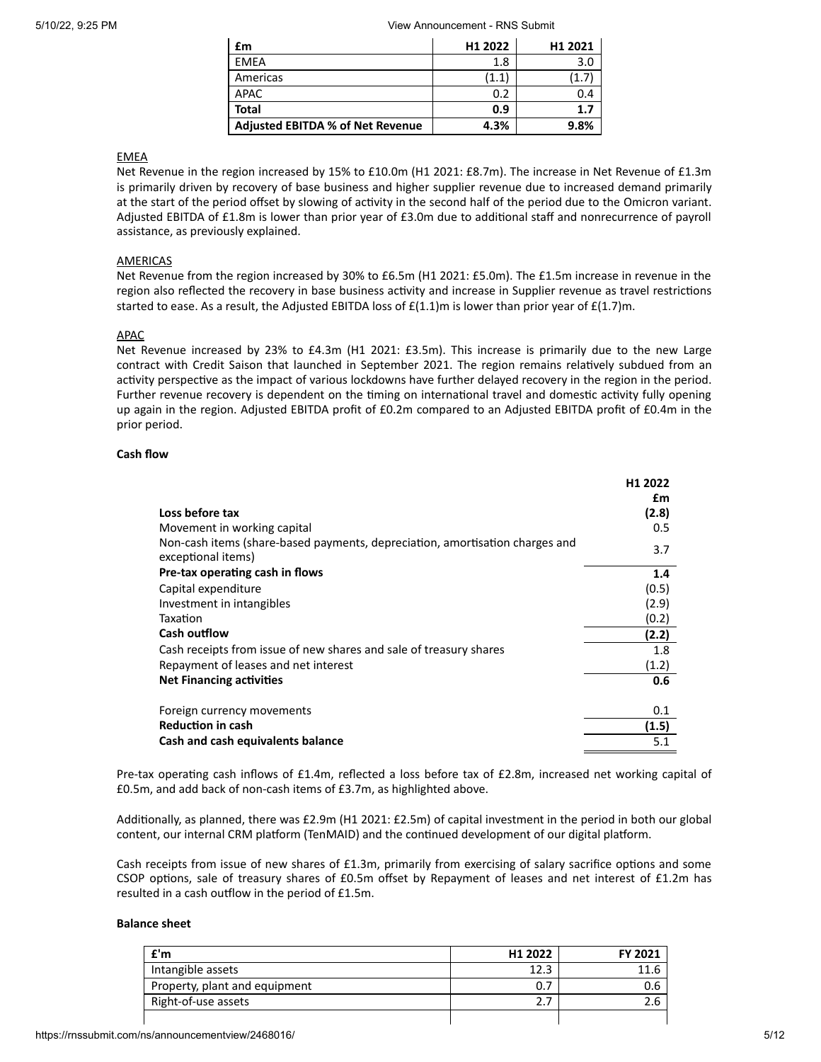| £m | H1 2022 | H1 2021 |
|---|---|---|
| EMEA | 1.8 | 3.0 |
| Americas | (1.1) | (1.7) |
| APAC | 0.2 | 0.4 |
| **Total** | **0.9** | **1.7** |
| **Adjusted EBITDA % of Net Revenue** | **4.3%** | **9.8%** |

EMEA

Net Revenue in the region increased by 15% to £10.0m (H1 2021: £8.7m). The increase in Net Revenue of £1.3m is primarily driven by recovery of base business and higher supplier revenue due to increased demand primarily at the start of the period offset by slowing of activity in the second half of the period due to the Omicron variant. Adjusted EBITDA of £1.8m is lower than prior year of £3.0m due to additional staff and nonrecurrence of payroll assistance, as previously explained.

AMERICAS

Net Revenue from the region increased by 30% to £6.5m (H1 2021: £5.0m). The £1.5m increase in revenue in the region also reflected the recovery in base business activity and increase in Supplier revenue as travel restrictions started to ease. As a result, the Adjusted EBITDA loss of £(1.1)m is lower than prior year of £(1.7)m.

APAC

Net Revenue increased by 23% to £4.3m (H1 2021: £3.5m). This increase is primarily due to the new Large contract with Credit Saison that launched in September 2021. The region remains relatively subdued from an activity perspective as the impact of various lockdowns have further delayed recovery in the region in the period. Further revenue recovery is dependent on the timing on international travel and domestic activity fully opening up again in the region. Adjusted EBITDA profit of £0.2m compared to an Adjusted EBITDA profit of £0.4m in the prior period.

**Cash flow**

| | H1 2022 £m |
|---|---|
| **Loss before tax** | **(2.8)** |
| Movement in working capital | 0.5 |
| Non-cash items (share-based payments, depreciation, amortisation charges and exceptional items) | 3.7 |
| **Pre-tax operating cash in flows** | **1.4** |
| Capital expenditure | (0.5) |
| Investment in intangibles | (2.9) |
| Taxation | (0.2) |
| **Cash outflow** | **(2.2)** |
| Cash receipts from issue of new shares and sale of treasury shares | 1.8 |
| Repayment of leases and net interest | (1.2) |
| **Net Financing activities** | **0.6** |
| Foreign currency movements | 0.1 |
| **Reduction in cash** | **(1.5)** |
| **Cash and cash equivalents balance** | 5.1 |

Pre-tax operating cash inflows of £1.4m, reflected a loss before tax of £2.8m, increased net working capital of £0.5m, and add back of non-cash items of £3.7m, as highlighted above.

Additionally, as planned, there was £2.9m (H1 2021: £2.5m) of capital investment in the period in both our global content, our internal CRM platform (TenMAID) and the continued development of our digital platform.

Cash receipts from issue of new shares of £1.3m, primarily from exercising of salary sacrifice options and some CSOP options, sale of treasury shares of £0.5m offset by Repayment of leases and net interest of £1.2m has resulted in a cash outflow in the period of £1.5m.

**Balance sheet**

| £'m | H1 2022 | FY 2021 |
|---|---|---|
| Intangible assets | 12.3 | 11.6 |
| Property, plant and equipment | 0.7 | 0.6 |
| Right-of-use assets | 2.7 | 2.6 |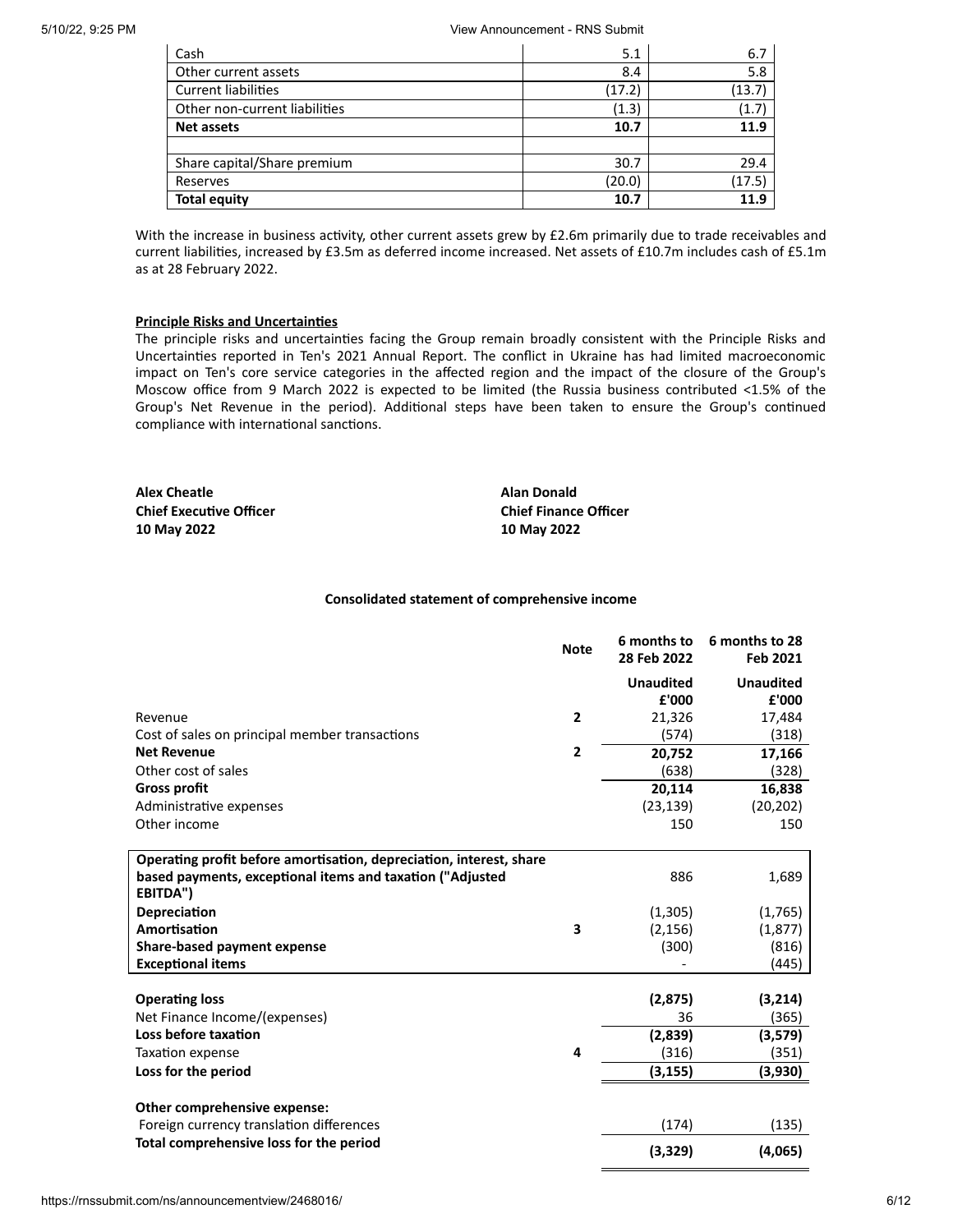| | | |
|---|---|---|
| Cash | 5.1 | 6.7 |
| Other current assets | 8.4 | 5.8 |
| Current liabilities | (17.2) | (13.7) |
| Other non-current liabilities | (1.3) | (1.7) |
| **Net assets** | **10.7** | **11.9** |
| | | |
| Share capital/Share premium | 30.7 | 29.4 |
| Reserves | (20.0) | (17.5) |
| **Total equity** | **10.7** | **11.9** |

With the increase in business activity, other current assets grew by £2.6m primarily due to trade receivables and current liabilities, increased by £3.5m as deferred income increased. Net assets of £10.7m includes cash of £5.1m as at 28 February 2022.

**Principle Risks and Uncertainties**

The principle risks and uncertainties facing the Group remain broadly consistent with the Principle Risks and Uncertainties reported in Ten's 2021 Annual Report. The conflict in Ukraine has had limited macroeconomic impact on Ten's core service categories in the affected region and the impact of the closure of the Group's Moscow office from 9 March 2022 is expected to be limited (the Russia business contributed <1.5% of the Group's Net Revenue in the period). Additional steps have been taken to ensure the Group's continued compliance with international sanctions.

**Alex Cheatle**
**Chief Executive Officer**
**10 May 2022**

**Alan Donald**
**Chief Finance Officer**
**10 May 2022**

## Consolidated statement of comprehensive income

| | Note | 6 months to 28 Feb 2022 | 6 months to 28 Feb 2021 |
|---|---|---|---|
| | | **Unaudited £'000** | **Unaudited £'000** |
| Revenue | 2 | 21,326 | 17,484 |
| Cost of sales on principal member transactions | | (574) | (318) |
| **Net Revenue** | 2 | **20,752** | **17,166** |
| Other cost of sales | | (638) | (328) |
| **Gross profit** | | **20,114** | **16,838** |
| Administrative expenses | | (23,139) | (20,202) |
| Other income | | 150 | 150 |
| | | | |
| **Operating profit before amortisation, depreciation, interest, share based payments, exceptional items and taxation ("Adjusted EBITDA")** | | 886 | 1,689 |
| **Depreciation** | | (1,305) | (1,765) |
| **Amortisation** | 3 | (2,156) | (1,877) |
| **Share-based payment expense** | | (300) | (816) |
| **Exceptional items** | | - | (445) |
| | | | |
| **Operating loss** | | **(2,875)** | **(3,214)** |
| Net Finance Income/(expenses) | | 36 | (365) |
| **Loss before taxation** | | **(2,839)** | **(3,579)** |
| Taxation expense | 4 | (316) | (351) |
| **Loss for the period** | | **(3,155)** | **(3,930)** |
| | | | |
| **Other comprehensive expense:** | | | |
| Foreign currency translation differences | | (174) | (135) |
| **Total comprehensive loss for the period** | | **(3,329)** | **(4,065)** |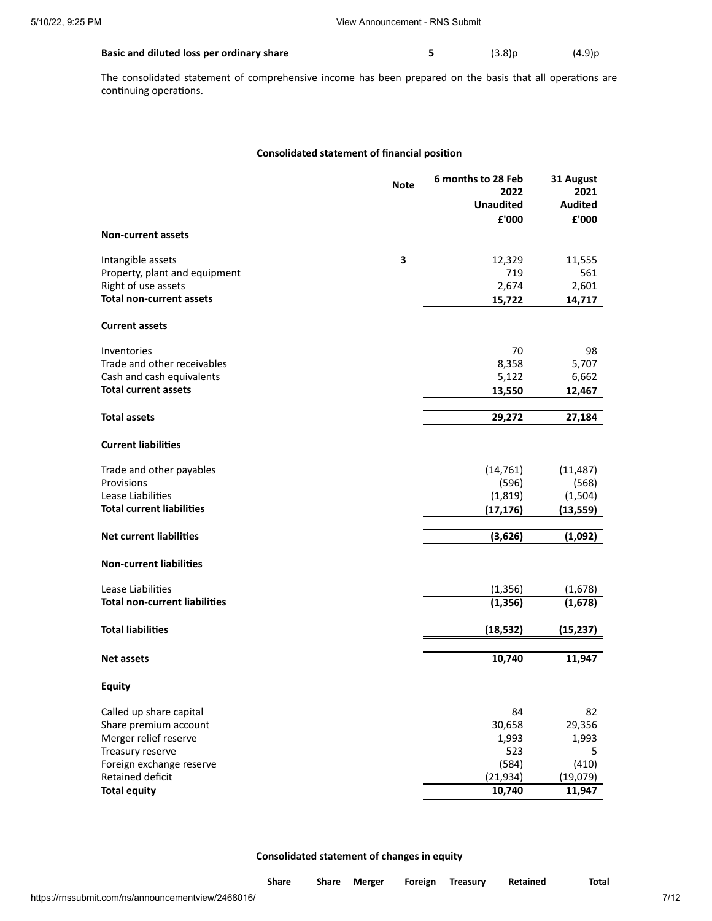| | Note | | |
|---|---|---|---|
| **Basic and diluted loss per ordinary share** | **5** | (3.8)p | (4.9)p |

The consolidated statement of comprehensive income has been prepared on the basis that all operations are continuing operations.

**Consolidated statement of financial position**

| | Note | 6 months to 28 Feb 2022 Unaudited £'000 | 31 August 2021 Audited £'000 |
|---|---|---|---|
| **Non-current assets** | | | |
| Intangible assets | **3** | 12,329 | 11,555 |
| Property, plant and equipment | | 719 | 561 |
| Right of use assets | | 2,674 | 2,601 |
| **Total non-current assets** | | **15,722** | **14,717** |
| **Current assets** | | | |
| Inventories | | 70 | 98 |
| Trade and other receivables | | 8,358 | 5,707 |
| Cash and cash equivalents | | 5,122 | 6,662 |
| **Total current assets** | | **13,550** | **12,467** |
| **Total assets** | | **29,272** | **27,184** |
| **Current liabilities** | | | |
| Trade and other payables | | (14,761) | (11,487) |
| Provisions | | (596) | (568) |
| Lease Liabilities | | (1,819) | (1,504) |
| **Total current liabilities** | | **(17,176)** | **(13,559)** |
| **Net current liabilities** | | **(3,626)** | **(1,092)** |
| **Non-current liabilities** | | | |
| Lease Liabilities | | (1,356) | (1,678) |
| **Total non-current liabilities** | | **(1,356)** | **(1,678)** |
| **Total liabilities** | | **(18,532)** | **(15,237)** |
| **Net assets** | | **10,740** | **11,947** |
| **Equity** | | | |
| Called up share capital | | 84 | 82 |
| Share premium account | | 30,658 | 29,356 |
| Merger relief reserve | | 1,993 | 1,993 |
| Treasury reserve | | 523 | 5 |
| Foreign exchange reserve | | (584) | (410) |
| Retained deficit | | (21,934) | (19,079) |
| **Total equity** | | **10,740** | **11,947** |

**Consolidated statement of changes in equity**

| | Share | Share | Merger | Foreign | Treasury | Retained | Total |
|---|---|---|---|---|---|---|---|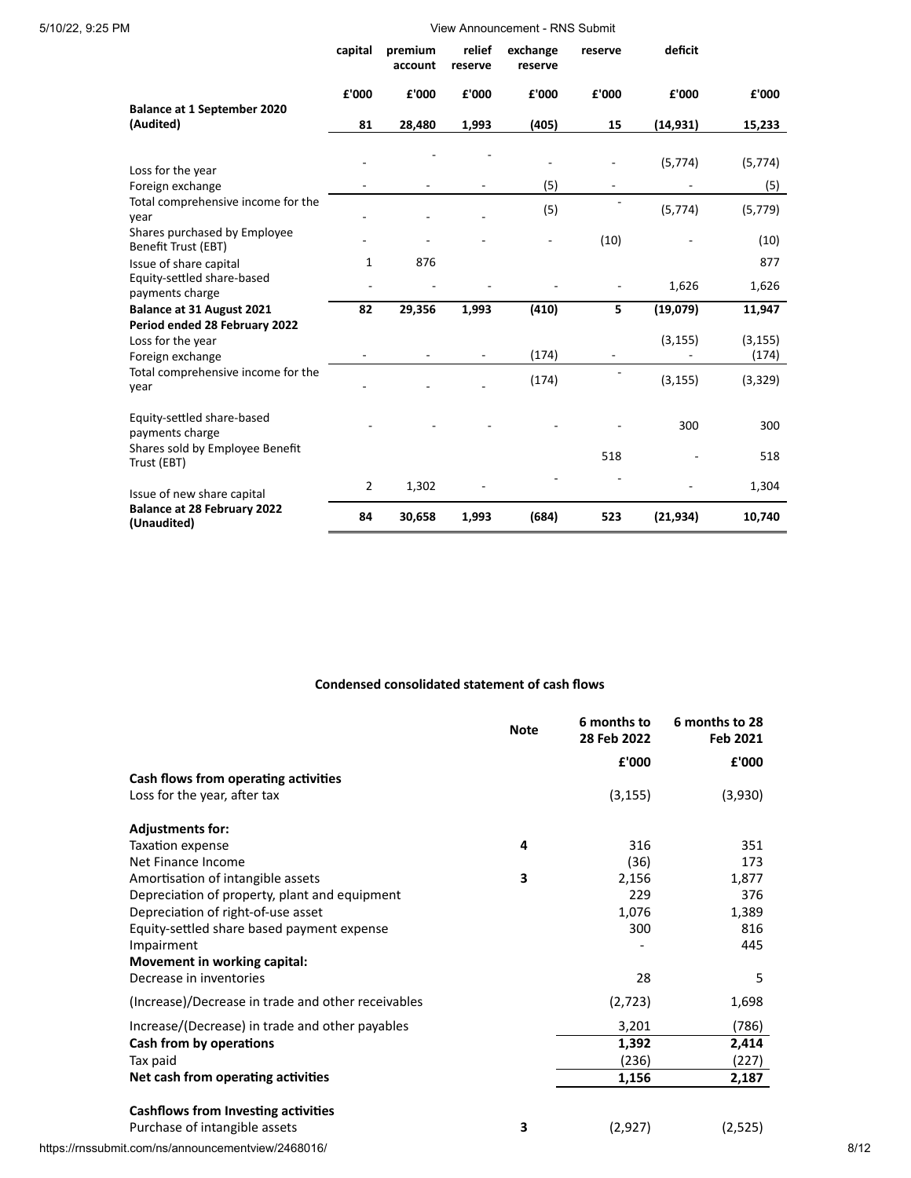| | capital | premium account | relief reserve | exchange reserve | reserve | deficit | |
|---|---|---|---|---|---|---|---|
| | £'000 | £'000 | £'000 | £'000 | £'000 | £'000 | £'000 |
| **Balance at 1 September 2020 (Audited)** | **81** | **28,480** | **1,993** | **(405)** | **15** | **(14,931)** | **15,233** |
| Loss for the year | - | - | - | - | - | (5,774) | (5,774) |
| Foreign exchange | - | - | - | (5) | - | - | (5) |
| Total comprehensive income for the year | - | - | - | (5) | - | (5,774) | (5,779) |
| Shares purchased by Employee Benefit Trust (EBT) | - | - | - | - | (10) | - | (10) |
| Issue of share capital | 1 | 876 | | | | | 877 |
| Equity-settled share-based payments charge | - | - | - | - | - | 1,626 | 1,626 |
| **Balance at 31 August 2021** | **82** | **29,356** | **1,993** | **(410)** | **5** | **(19,079)** | **11,947** |
| **Period ended 28 February 2022** | | | | | | | |
| Loss for the year | | | | | | (3,155) | (3,155) |
| Foreign exchange | - | - | - | (174) | - | - | (174) |
| Total comprehensive income for the year | - | - | - | (174) | - | (3,155) | (3,329) |
| Equity-settled share-based payments charge | - | - | - | - | - | 300 | 300 |
| Shares sold by Employee Benefit Trust (EBT) | | | | | 518 | - | 518 |
| Issue of new share capital | 2 | 1,302 | - | - | - | - | 1,304 |
| **Balance at 28 February 2022 (Unaudited)** | **84** | **30,658** | **1,993** | **(684)** | **523** | **(21,934)** | **10,740** |

**Condensed consolidated statement of cash flows**

| | Note | 6 months to 28 Feb 2022 | 6 months to 28 Feb 2021 |
|---|---|---|---|
| | | £'000 | £'000 |
| **Cash flows from operating activities** | | | |
| Loss for the year, after tax | | (3,155) | (3,930) |
| **Adjustments for:** | | | |
| Taxation expense | 4 | 316 | 351 |
| Net Finance Income | | (36) | 173 |
| Amortisation of intangible assets | 3 | 2,156 | 1,877 |
| Depreciation of property, plant and equipment | | 229 | 376 |
| Depreciation of right-of-use asset | | 1,076 | 1,389 |
| Equity-settled share based payment expense | | 300 | 816 |
| Impairment | | - | 445 |
| **Movement in working capital:** | | | |
| Decrease in inventories | | 28 | 5 |
| (Increase)/Decrease in trade and other receivables | | (2,723) | 1,698 |
| Increase/(Decrease) in trade and other payables | | 3,201 | (786) |
| **Cash from by operations** | | **1,392** | **2,414** |
| Tax paid | | (236) | (227) |
| **Net cash from operating activities** | | **1,156** | **2,187** |
| **Cashflows from Investing activities** | | | |
| Purchase of intangible assets | 3 | (2,927) | (2,525) |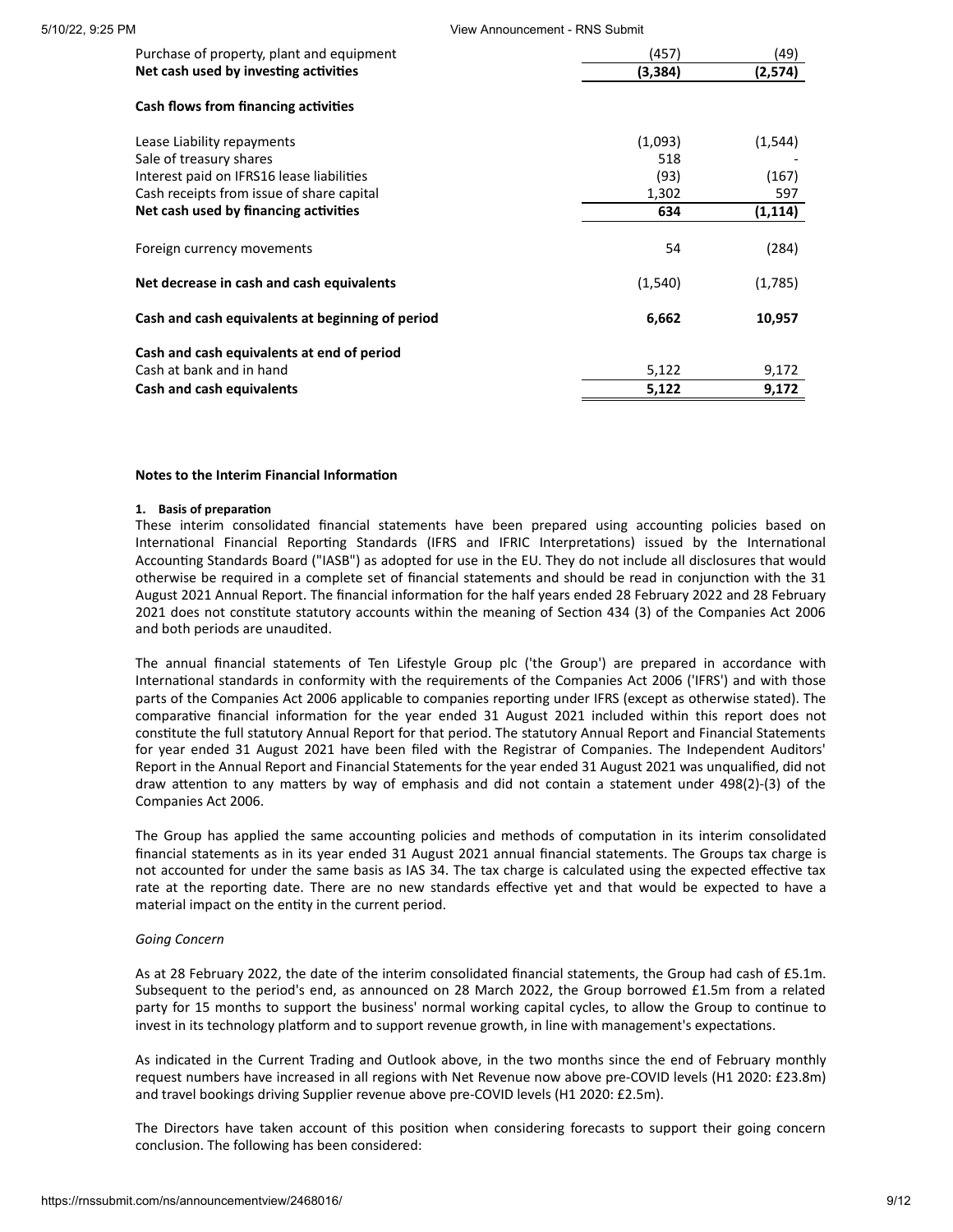| | | |
|---|---|---|
| Purchase of property, plant and equipment | (457) | (49) |
| **Net cash used by investing activities** | **(3,384)** | **(2,574)** |
| | | |
| **Cash flows from financing activities** | | |
| | | |
| Lease Liability repayments | (1,093) | (1,544) |
| Sale of treasury shares | 518 | - |
| Interest paid on IFRS16 lease liabilities | (93) | (167) |
| Cash receipts from issue of share capital | 1,302 | 597 |
| **Net cash used by financing activities** | **634** | **(1,114)** |
| | | |
| Foreign currency movements | 54 | (284) |
| | | |
| **Net decrease in cash and cash equivalents** | (1,540) | (1,785) |
| | | |
| **Cash and cash equivalents at beginning of period** | **6,662** | **10,957** |
| | | |
| **Cash and cash equivalents at end of period** | | |
| Cash at bank and in hand | 5,122 | 9,172 |
| **Cash and cash equivalents** | **5,122** | **9,172** |

**Notes to the Interim Financial Information**

**1. Basis of preparation**

These interim consolidated financial statements have been prepared using accounting policies based on International Financial Reporting Standards (IFRS and IFRIC Interpretations) issued by the International Accounting Standards Board ("IASB") as adopted for use in the EU. They do not include all disclosures that would otherwise be required in a complete set of financial statements and should be read in conjunction with the 31 August 2021 Annual Report. The financial information for the half years ended 28 February 2022 and 28 February 2021 does not constitute statutory accounts within the meaning of Section 434 (3) of the Companies Act 2006 and both periods are unaudited.

The annual financial statements of Ten Lifestyle Group plc ('the Group') are prepared in accordance with International standards in conformity with the requirements of the Companies Act 2006 ('IFRS') and with those parts of the Companies Act 2006 applicable to companies reporting under IFRS (except as otherwise stated). The comparative financial information for the year ended 31 August 2021 included within this report does not constitute the full statutory Annual Report for that period. The statutory Annual Report and Financial Statements for year ended 31 August 2021 have been filed with the Registrar of Companies. The Independent Auditors' Report in the Annual Report and Financial Statements for the year ended 31 August 2021 was unqualified, did not draw attention to any matters by way of emphasis and did not contain a statement under 498(2)-(3) of the Companies Act 2006.

The Group has applied the same accounting policies and methods of computation in its interim consolidated financial statements as in its year ended 31 August 2021 annual financial statements. The Groups tax charge is not accounted for under the same basis as IAS 34. The tax charge is calculated using the expected effective tax rate at the reporting date. There are no new standards effective yet and that would be expected to have a material impact on the entity in the current period.

*Going Concern*

As at 28 February 2022, the date of the interim consolidated financial statements, the Group had cash of £5.1m. Subsequent to the period's end, as announced on 28 March 2022, the Group borrowed £1.5m from a related party for 15 months to support the business' normal working capital cycles, to allow the Group to continue to invest in its technology platform and to support revenue growth, in line with management's expectations.

As indicated in the Current Trading and Outlook above, in the two months since the end of February monthly request numbers have increased in all regions with Net Revenue now above pre-COVID levels (H1 2020: £23.8m) and travel bookings driving Supplier revenue above pre-COVID levels (H1 2020: £2.5m).

The Directors have taken account of this position when considering forecasts to support their going concern conclusion. The following has been considered: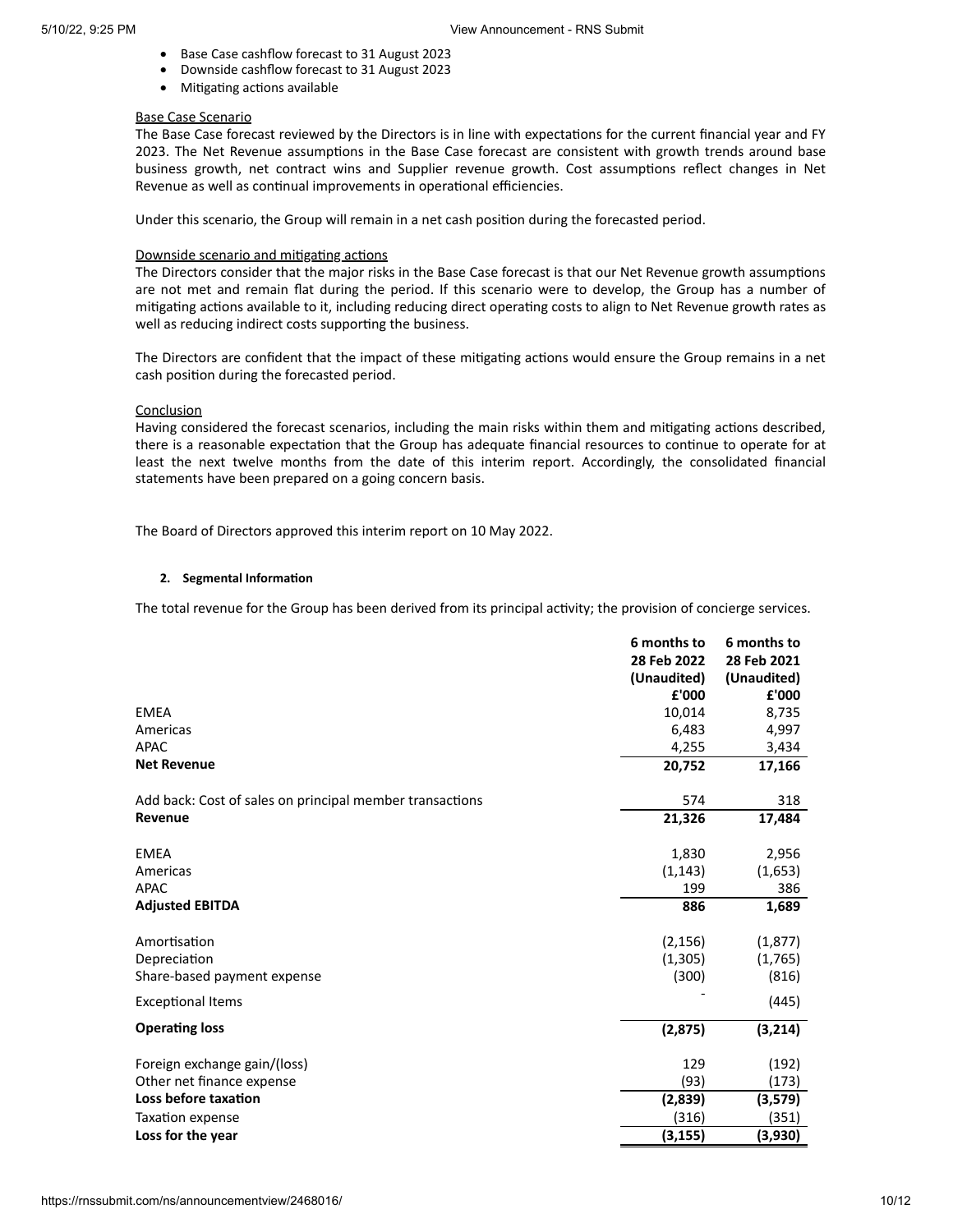- Base Case cashflow forecast to 31 August 2023
- Downside cashflow forecast to 31 August 2023
- Mitigating actions available

Base Case Scenario

The Base Case forecast reviewed by the Directors is in line with expectations for the current financial year and FY 2023. The Net Revenue assumptions in the Base Case forecast are consistent with growth trends around base business growth, net contract wins and Supplier revenue growth. Cost assumptions reflect changes in Net Revenue as well as continual improvements in operational efficiencies.

Under this scenario, the Group will remain in a net cash position during the forecasted period.

Downside scenario and mitigating actions

The Directors consider that the major risks in the Base Case forecast is that our Net Revenue growth assumptions are not met and remain flat during the period. If this scenario were to develop, the Group has a number of mitigating actions available to it, including reducing direct operating costs to align to Net Revenue growth rates as well as reducing indirect costs supporting the business.

The Directors are confident that the impact of these mitigating actions would ensure the Group remains in a net cash position during the forecasted period.

Conclusion

Having considered the forecast scenarios, including the main risks within them and mitigating actions described, there is a reasonable expectation that the Group has adequate financial resources to continue to operate for at least the next twelve months from the date of this interim report. Accordingly, the consolidated financial statements have been prepared on a going concern basis.

The Board of Directors approved this interim report on 10 May 2022.

**2. Segmental Information**

The total revenue for the Group has been derived from its principal activity; the provision of concierge services.

| | 6 months to 28 Feb 2022 (Unaudited) £'000 | 6 months to 28 Feb 2021 (Unaudited) £'000 |
|---|---|---|
| EMEA | 10,014 | 8,735 |
| Americas | 6,483 | 4,997 |
| APAC | 4,255 | 3,434 |
| **Net Revenue** | **20,752** | **17,166** |
| Add back: Cost of sales on principal member transactions | 574 | 318 |
| **Revenue** | **21,326** | **17,484** |
| EMEA | 1,830 | 2,956 |
| Americas | (1,143) | (1,653) |
| APAC | 199 | 386 |
| **Adjusted EBITDA** | **886** | **1,689** |
| Amortisation | (2,156) | (1,877) |
| Depreciation | (1,305) | (1,765) |
| Share-based payment expense | (300) | (816) |
| Exceptional Items | - | (445) |
| **Operating loss** | **(2,875)** | **(3,214)** |
| Foreign exchange gain/(loss) | 129 | (192) |
| Other net finance expense | (93) | (173) |
| **Loss before taxation** | **(2,839)** | **(3,579)** |
| Taxation expense | (316) | (351) |
| **Loss for the year** | **(3,155)** | **(3,930)** |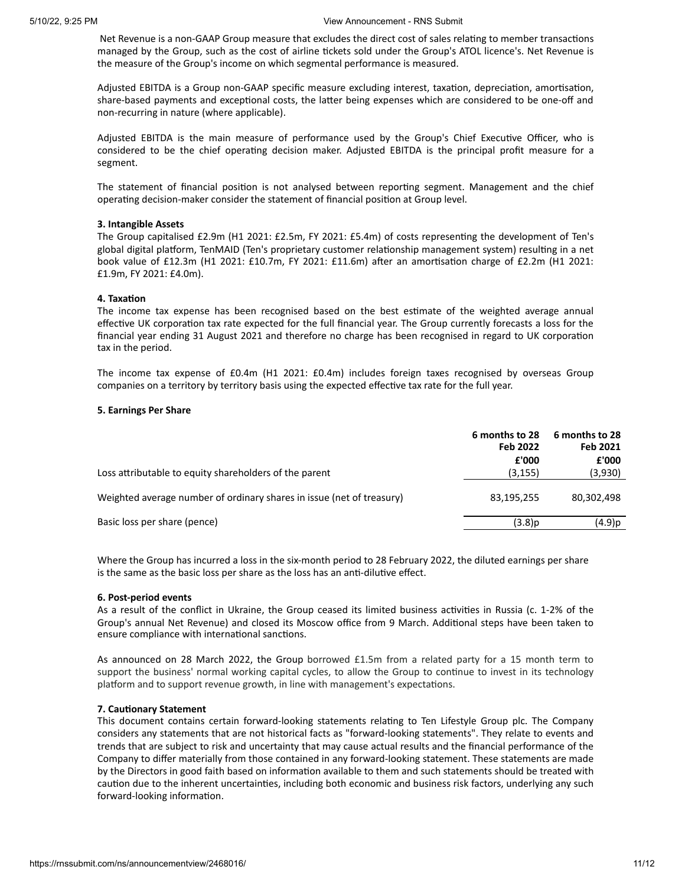Net Revenue is a non-GAAP Group measure that excludes the direct cost of sales relating to member transactions managed by the Group, such as the cost of airline tickets sold under the Group's ATOL licence's. Net Revenue is the measure of the Group's income on which segmental performance is measured.

Adjusted EBITDA is a Group non-GAAP specific measure excluding interest, taxation, depreciation, amortisation, share-based payments and exceptional costs, the latter being expenses which are considered to be one-off and non-recurring in nature (where applicable).

Adjusted EBITDA is the main measure of performance used by the Group's Chief Executive Officer, who is considered to be the chief operating decision maker. Adjusted EBITDA is the principal profit measure for a segment.

The statement of financial position is not analysed between reporting segment. Management and the chief operating decision-maker consider the statement of financial position at Group level.

**3. Intangible Assets**

The Group capitalised £2.9m (H1 2021: £2.5m, FY 2021: £5.4m) of costs representing the development of Ten's global digital platform, TenMAID (Ten's proprietary customer relationship management system) resulting in a net book value of £12.3m (H1 2021: £10.7m, FY 2021: £11.6m) after an amortisation charge of £2.2m (H1 2021: £1.9m, FY 2021: £4.0m).

**4. Taxation**

The income tax expense has been recognised based on the best estimate of the weighted average annual effective UK corporation tax rate expected for the full financial year. The Group currently forecasts a loss for the financial year ending 31 August 2021 and therefore no charge has been recognised in regard to UK corporation tax in the period.

The income tax expense of £0.4m (H1 2021: £0.4m) includes foreign taxes recognised by overseas Group companies on a territory by territory basis using the expected effective tax rate for the full year.

**5. Earnings Per Share**

| | 6 months to 28 Feb 2022 | 6 months to 28 Feb 2021 |
|---|---|---|
| | £'000 | £'000 |
| Loss attributable to equity shareholders of the parent | (3,155) | (3,930) |
| Weighted average number of ordinary shares in issue (net of treasury) | 83,195,255 | 80,302,498 |
| Basic loss per share (pence) | (3.8)p | (4.9)p |

Where the Group has incurred a loss in the six-month period to 28 February 2022, the diluted earnings per share is the same as the basic loss per share as the loss has an anti-dilutive effect.

**6. Post-period events**

As a result of the conflict in Ukraine, the Group ceased its limited business activities in Russia (c. 1-2% of the Group's annual Net Revenue) and closed its Moscow office from 9 March. Additional steps have been taken to ensure compliance with international sanctions.

As announced on 28 March 2022, the Group borrowed £1.5m from a related party for a 15 month term to support the business' normal working capital cycles, to allow the Group to continue to invest in its technology platform and to support revenue growth, in line with management's expectations.

**7. Cautionary Statement**

This document contains certain forward-looking statements relating to Ten Lifestyle Group plc. The Company considers any statements that are not historical facts as "forward-looking statements". They relate to events and trends that are subject to risk and uncertainty that may cause actual results and the financial performance of the Company to differ materially from those contained in any forward-looking statement. These statements are made by the Directors in good faith based on information available to them and such statements should be treated with caution due to the inherent uncertainties, including both economic and business risk factors, underlying any such forward-looking information.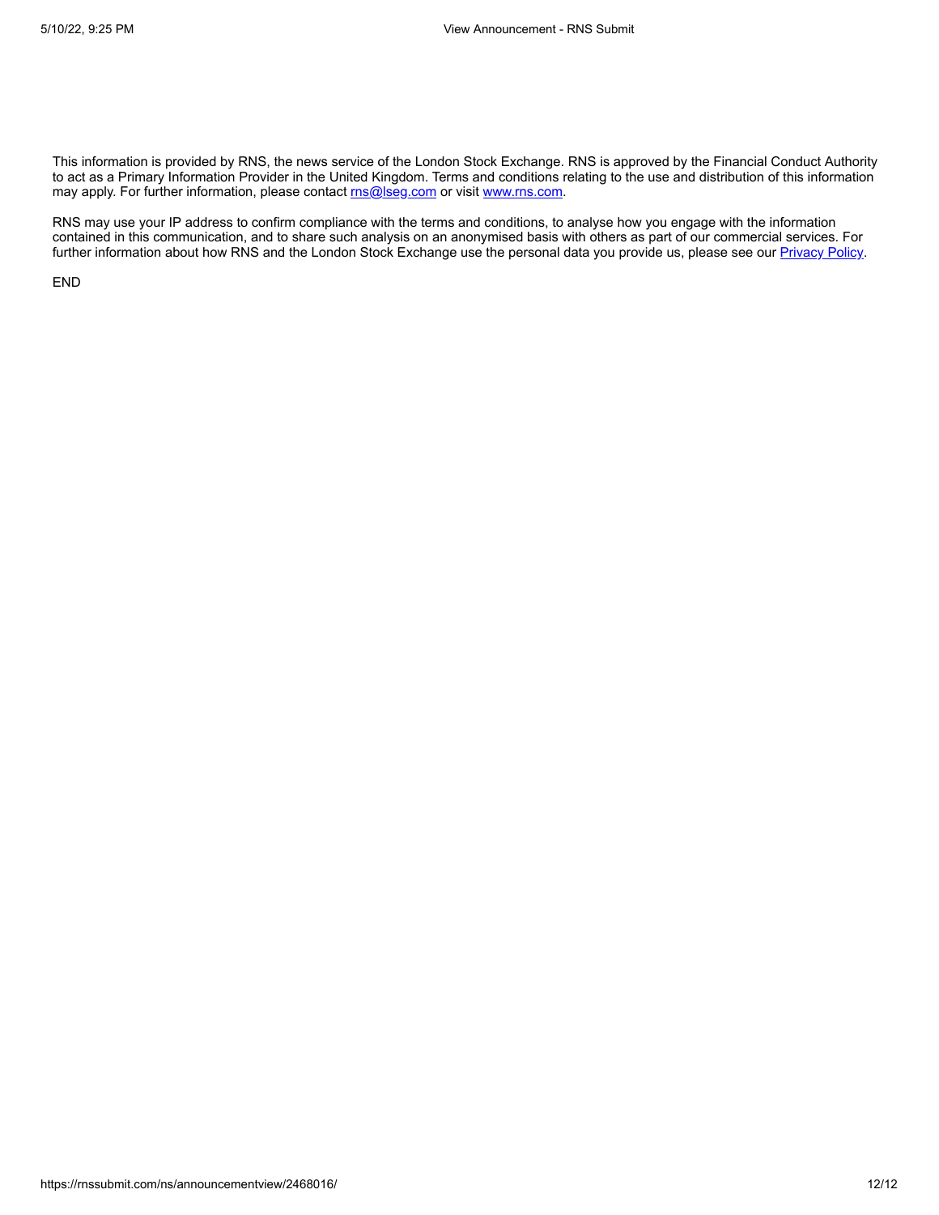This information is provided by RNS, the news service of the London Stock Exchange. RNS is approved by the Financial Conduct Authority to act as a Primary Information Provider in the United Kingdom. Terms and conditions relating to the use and distribution of this information may apply. For further information, please contact rns@lseg.com or visit www.rns.com.

RNS may use your IP address to confirm compliance with the terms and conditions, to analyse how you engage with the information contained in this communication, and to share such analysis on an anonymised basis with others as part of our commercial services. For further information about how RNS and the London Stock Exchange use the personal data you provide us, please see our Privacy Policy.

END